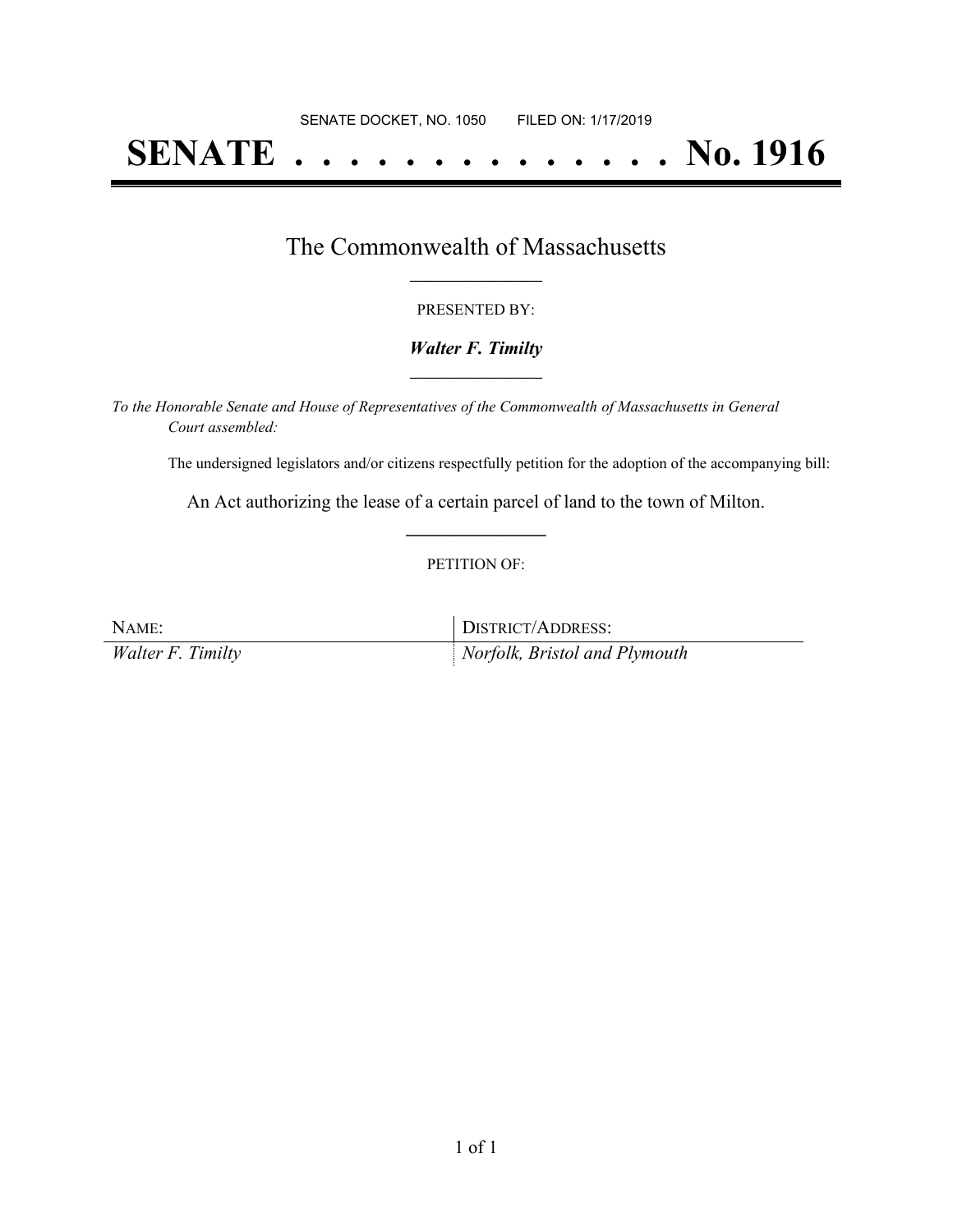SENATE DOCKET, NO. 1050        FILED ON: 1/17/2019

# SENATE . . . . . . . . . . . . . . No. 1916

## The Commonwealth of Massachusetts

PRESENTED BY:

***Walter F. Timilty***

*To the Honorable Senate and House of Representatives of the Commonwealth of Massachusetts in General Court assembled:*

The undersigned legislators and/or citizens respectfully petition for the adoption of the accompanying bill:

An Act authorizing the lease of a certain parcel of land to the town of Milton.

PETITION OF:

| NAME: | DISTRICT/ADDRESS: |
| --- | --- |
| *Walter F. Timilty* | *Norfolk, Bristol and Plymouth* |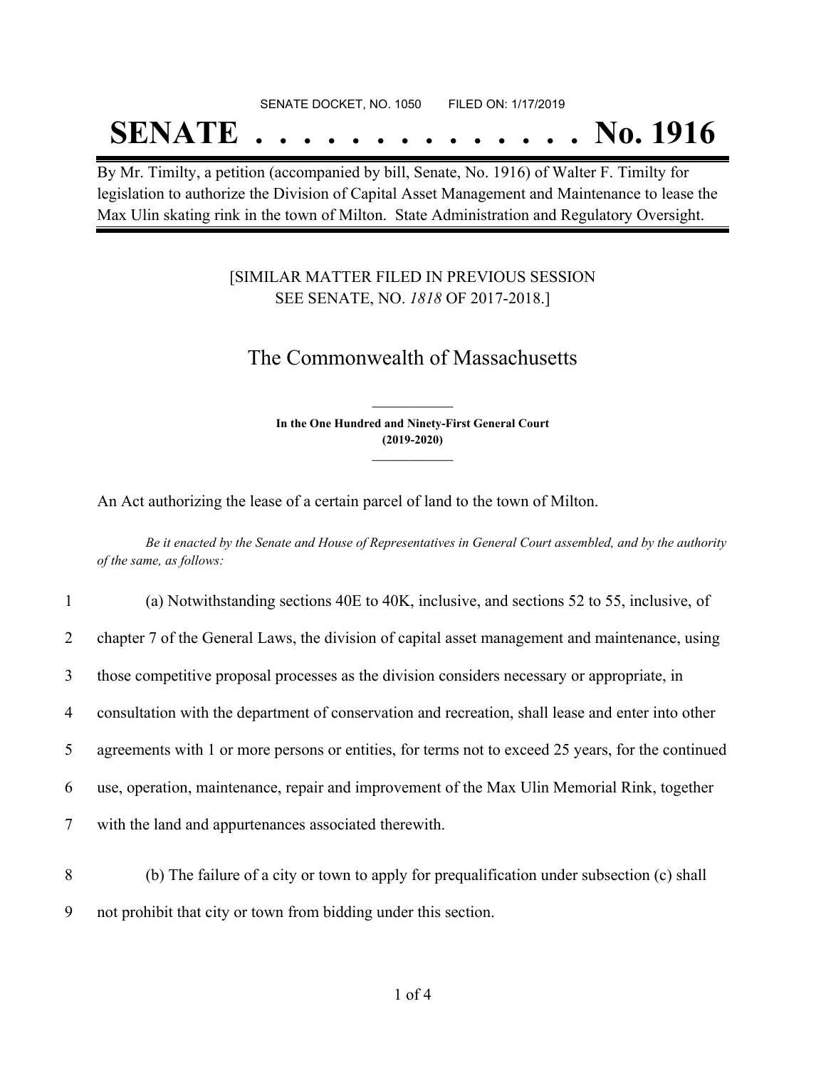SENATE DOCKET, NO. 1050        FILED ON: 1/17/2019

# SENATE . . . . . . . . . . . . . . No. 1916

By Mr. Timilty, a petition (accompanied by bill, Senate, No. 1916) of Walter F. Timilty for legislation to authorize the Division of Capital Asset Management and Maintenance to lease the Max Ulin skating rink in the town of Milton. State Administration and Regulatory Oversight.

[SIMILAR MATTER FILED IN PREVIOUS SESSION
SEE SENATE, NO. *1818* OF 2017-2018.]

## The Commonwealth of Massachusetts

**In the One Hundred and Ninety-First General Court**
**(2019-2020)**

An Act authorizing the lease of a certain parcel of land to the town of Milton.

*Be it enacted by the Senate and House of Representatives in General Court assembled, and by the authority of the same, as follows:*

1 (a) Notwithstanding sections 40E to 40K, inclusive, and sections 52 to 55, inclusive, of
2 chapter 7 of the General Laws, the division of capital asset management and maintenance, using
3 those competitive proposal processes as the division considers necessary or appropriate, in
4 consultation with the department of conservation and recreation, shall lease and enter into other
5 agreements with 1 or more persons or entities, for terms not to exceed 25 years, for the continued
6 use, operation, maintenance, repair and improvement of the Max Ulin Memorial Rink, together
7 with the land and appurtenances associated therewith.

8 (b) The failure of a city or town to apply for prequalification under subsection (c) shall
9 not prohibit that city or town from bidding under this section.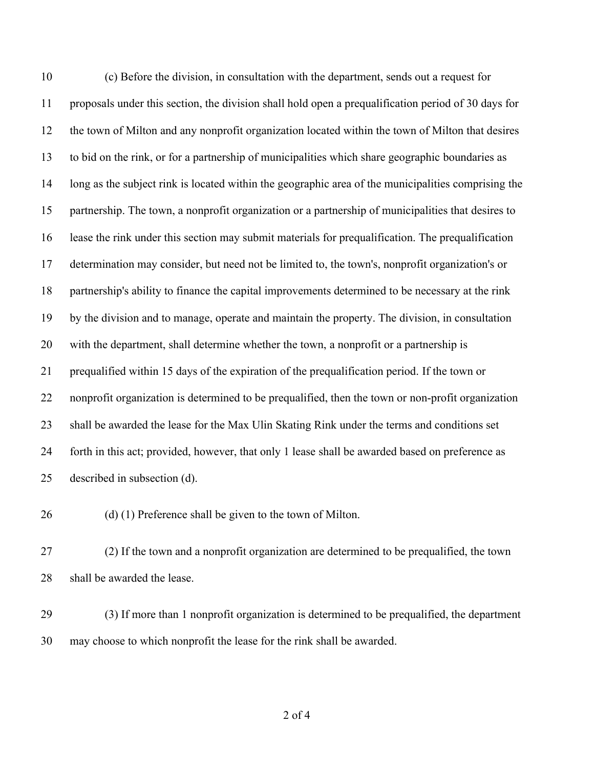(c) Before the division, in consultation with the department, sends out a request for proposals under this section, the division shall hold open a prequalification period of 30 days for the town of Milton and any nonprofit organization located within the town of Milton that desires to bid on the rink, or for a partnership of municipalities which share geographic boundaries as long as the subject rink is located within the geographic area of the municipalities comprising the partnership. The town, a nonprofit organization or a partnership of municipalities that desires to lease the rink under this section may submit materials for prequalification. The prequalification determination may consider, but need not be limited to, the town's, nonprofit organization's or partnership's ability to finance the capital improvements determined to be necessary at the rink by the division and to manage, operate and maintain the property. The division, in consultation with the department, shall determine whether the town, a nonprofit or a partnership is prequalified within 15 days of the expiration of the prequalification period. If the town or nonprofit organization is determined to be prequalified, then the town or non-profit organization shall be awarded the lease for the Max Ulin Skating Rink under the terms and conditions set forth in this act; provided, however, that only 1 lease shall be awarded based on preference as described in subsection (d).

(d) (1) Preference shall be given to the town of Milton.

(2) If the town and a nonprofit organization are determined to be prequalified, the town shall be awarded the lease.

(3) If more than 1 nonprofit organization is determined to be prequalified, the department may choose to which nonprofit the lease for the rink shall be awarded.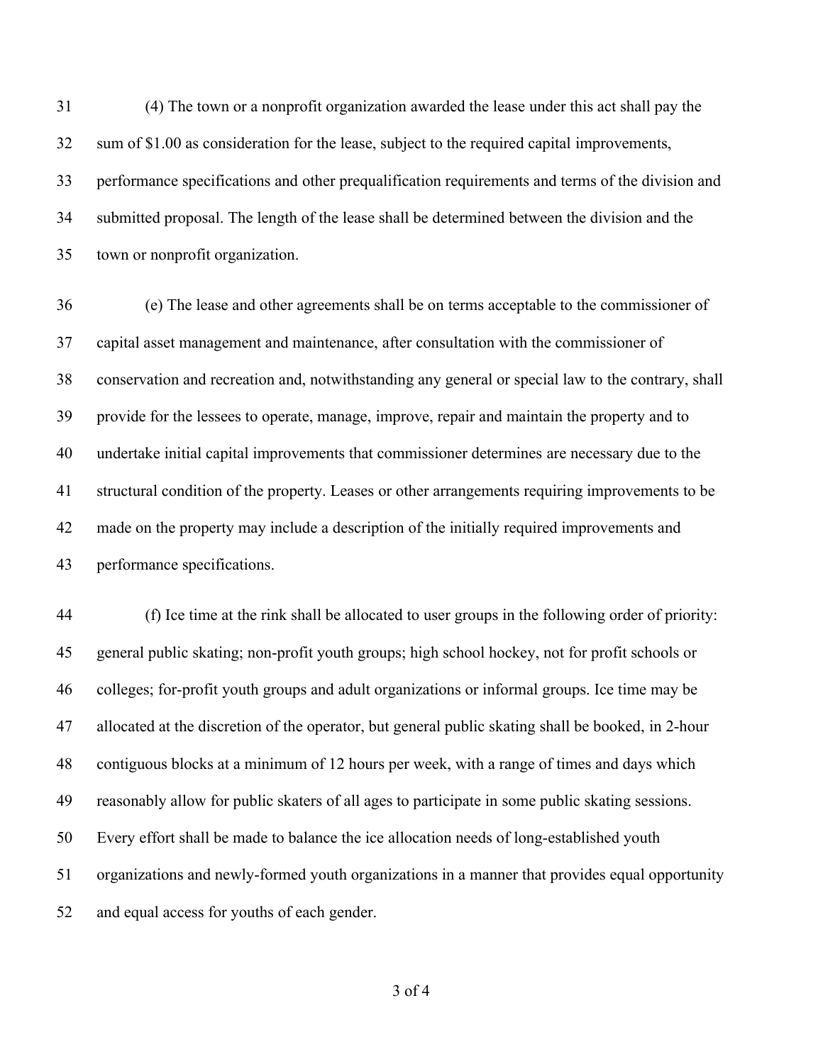(4) The town or a nonprofit organization awarded the lease under this act shall pay the sum of $1.00 as consideration for the lease, subject to the required capital improvements, performance specifications and other prequalification requirements and terms of the division and submitted proposal. The length of the lease shall be determined between the division and the town or nonprofit organization.

(e) The lease and other agreements shall be on terms acceptable to the commissioner of capital asset management and maintenance, after consultation with the commissioner of conservation and recreation and, notwithstanding any general or special law to the contrary, shall provide for the lessees to operate, manage, improve, repair and maintain the property and to undertake initial capital improvements that commissioner determines are necessary due to the structural condition of the property. Leases or other arrangements requiring improvements to be made on the property may include a description of the initially required improvements and performance specifications.

(f) Ice time at the rink shall be allocated to user groups in the following order of priority: general public skating; non-profit youth groups; high school hockey, not for profit schools or colleges; for-profit youth groups and adult organizations or informal groups. Ice time may be allocated at the discretion of the operator, but general public skating shall be booked, in 2-hour contiguous blocks at a minimum of 12 hours per week, with a range of times and days which reasonably allow for public skaters of all ages to participate in some public skating sessions. Every effort shall be made to balance the ice allocation needs of long-established youth organizations and newly-formed youth organizations in a manner that provides equal opportunity and equal access for youths of each gender.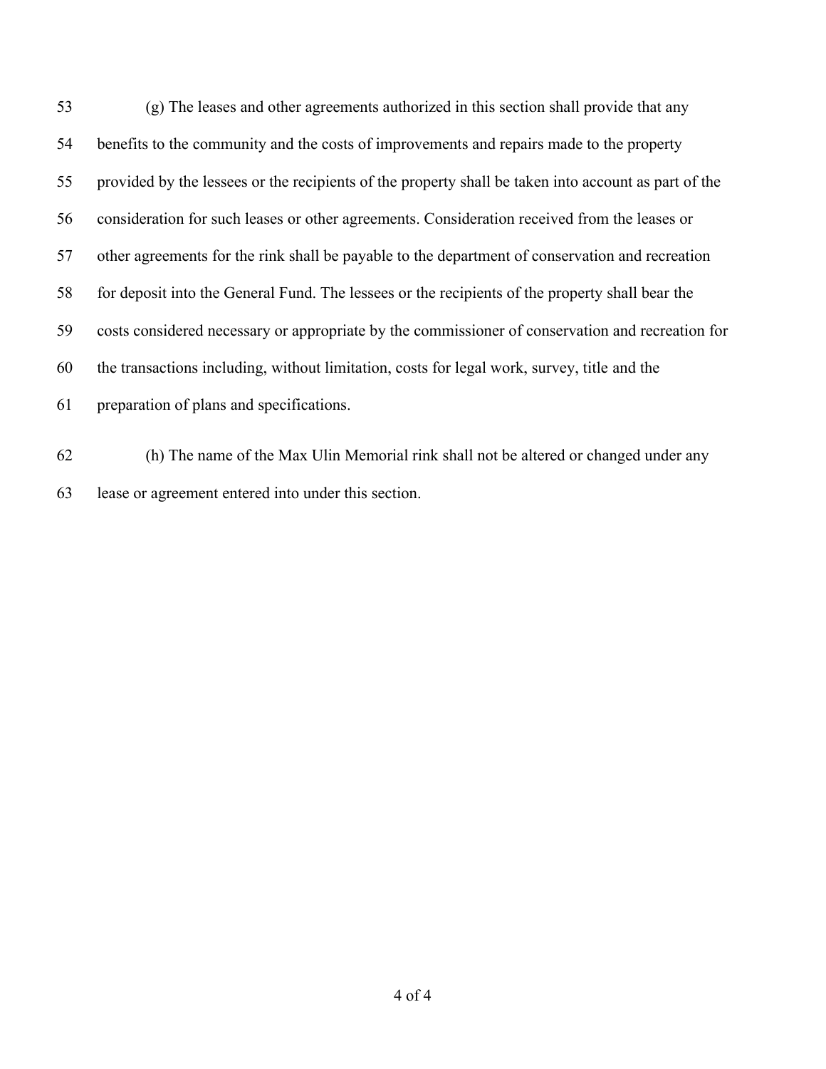(g) The leases and other agreements authorized in this section shall provide that any benefits to the community and the costs of improvements and repairs made to the property provided by the lessees or the recipients of the property shall be taken into account as part of the consideration for such leases or other agreements. Consideration received from the leases or other agreements for the rink shall be payable to the department of conservation and recreation for deposit into the General Fund. The lessees or the recipients of the property shall bear the costs considered necessary or appropriate by the commissioner of conservation and recreation for the transactions including, without limitation, costs for legal work, survey, title and the preparation of plans and specifications.

(h) The name of the Max Ulin Memorial rink shall not be altered or changed under any lease or agreement entered into under this section.